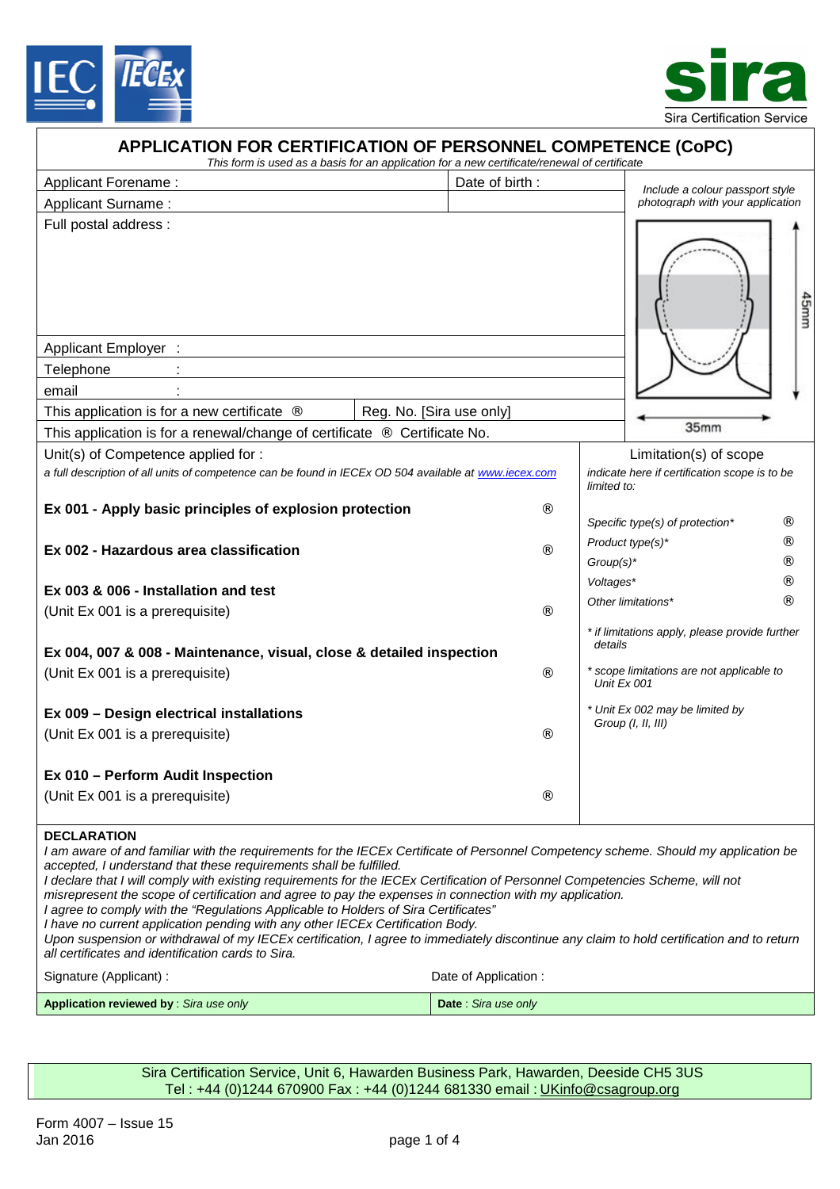## APPLICATION FOR CERTIFICATION OF PERSONNEL COMPETENCE (CoPC)

*This form is used as a basis for an application for a new certificate/renewal of certificate*

| | | |
|---|---|---|
| Applicant Forename : | Date of birth : | *Include a colour passport style photograph with your application* |
| Applicant Surname : | | |
| Full postal address : | | 45mm / 35mm |
| Applicant Employer : | | |
| Telephone : | | |
| email : | | |
| This application is for a new certificate ® | Reg. No. [Sira use only] | |
| This application is for a renewal/change of certificate ® Certificate No. | | |

| Unit(s) of Competence applied for : | | Limitation(s) of scope | |
|---|---|---|---|
| *a full description of all units of competence can be found in IECEx OD 504 available at www.iecex.com* | | *indicate here if certification scope is to be limited to:* | |
| **Ex 001 - Apply basic principles of explosion protection** | ® | *Specific type(s) of protection** | ® |
| **Ex 002 - Hazardous area classification** | ® | *Product type(s)** | ® |
| **Ex 003 & 006 - Installation and test** (Unit Ex 001 is a prerequisite) | ® | *Group(s)** | ® |
| **Ex 004, 007 & 008 - Maintenance, visual, close & detailed inspection** (Unit Ex 001 is a prerequisite) | ® | *Voltages** | ® |
| **Ex 009 – Design electrical installations** (Unit Ex 001 is a prerequisite) | ® | *Other limitations** | ® |
| **Ex 010 – Perform Audit Inspection** (Unit Ex 001 is a prerequisite) | ® | | |

*\* if limitations apply, please provide further details*

*\* scope limitations are not applicable to Unit Ex 001*

*\* Unit Ex 002 may be limited by Group (I, II, III)*

**DECLARATION**

*I am aware of and familiar with the requirements for the IECEx Certificate of Personnel Competency scheme. Should my application be accepted, I understand that these requirements shall be fulfilled.*
*I declare that I will comply with existing requirements for the IECEx Certification of Personnel Competencies Scheme, will not misrepresent the scope of certification and agree to pay the expenses in connection with my application.*
*I agree to comply with the "Regulations Applicable to Holders of Sira Certificates"*
*I have no current application pending with any other IECEx Certification Body.*
*Upon suspension or withdrawal of my IECEx certification, I agree to immediately discontinue any claim to hold certification and to return all certificates and identification cards to Sira.*

| Signature (Applicant) : | Date of Application : |
|---|---|
| **Application reviewed by** : *Sira use only* | **Date** : *Sira use only* |

Sira Certification Service, Unit 6, Hawarden Business Park, Hawarden, Deeside CH5 3US
Tel : +44 (0)1244 670900 Fax : +44 (0)1244 681330 email : UKinfo@csagroup.org

Form 4007 – Issue 15
Jan 2016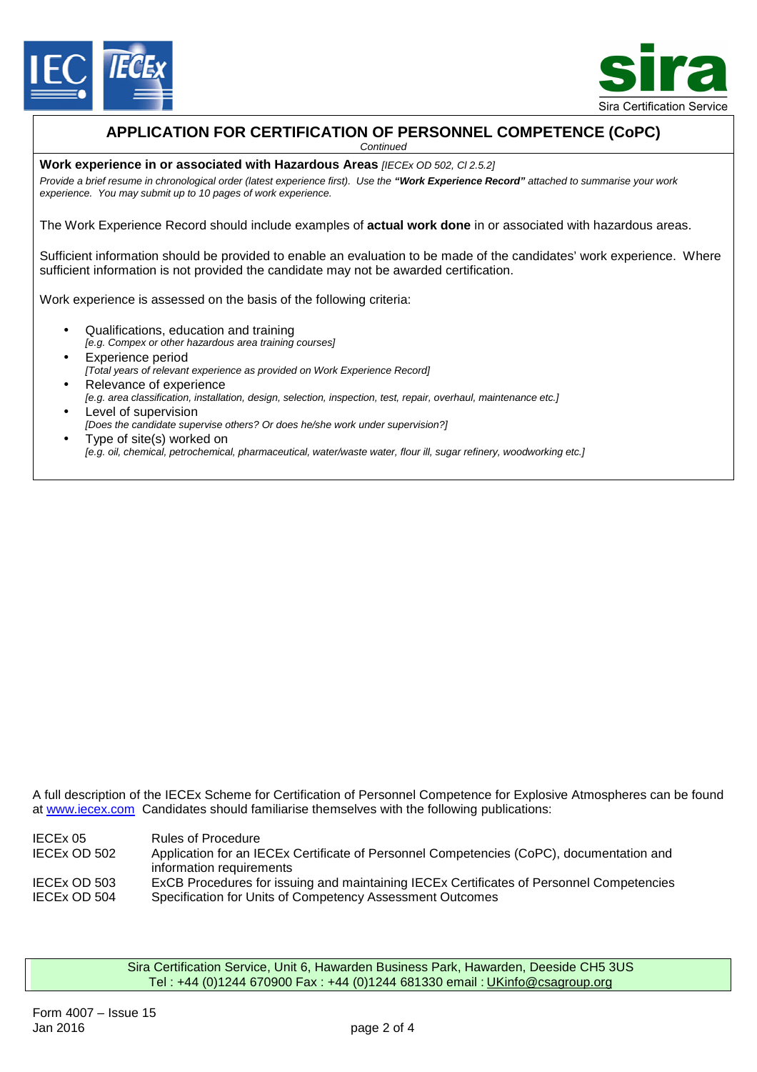## APPLICATION FOR CERTIFICATION OF PERSONNEL COMPETENCE (CoPC)

*Continued*

**Work experience in or associated with Hazardous Areas** *[IECEx OD 502, Cl 2.5.2]*

*Provide a brief resume in chronological order (latest experience first). Use the **"Work Experience Record"** attached to summarise your work experience. You may submit up to 10 pages of work experience.*

The Work Experience Record should include examples of **actual work done** in or associated with hazardous areas.

Sufficient information should be provided to enable an evaluation to be made of the candidates' work experience. Where sufficient information is not provided the candidate may not be awarded certification.

Work experience is assessed on the basis of the following criteria:

- Qualifications, education and training
  *[e.g. Compex or other hazardous area training courses]*
- Experience period
  *[Total years of relevant experience as provided on Work Experience Record]*
- Relevance of experience
  *[e.g. area classification, installation, design, selection, inspection, test, repair, overhaul, maintenance etc.]*
- Level of supervision
  *[Does the candidate supervise others? Or does he/she work under supervision?]*
- Type of site(s) worked on
  *[e.g. oil, chemical, petrochemical, pharmaceutical, water/waste water, flour ill, sugar refinery, woodworking etc.]*

A full description of the IECEx Scheme for Certification of Personnel Competence for Explosive Atmospheres can be found at www.iecex.com Candidates should familiarise themselves with the following publications:

| | |
|---|---|
| IECEx 05 | Rules of Procedure |
| IECEx OD 502 | Application for an IECEx Certificate of Personnel Competencies (CoPC), documentation and information requirements |
| IECEx OD 503 | ExCB Procedures for issuing and maintaining IECEx Certificates of Personnel Competencies |
| IECEx OD 504 | Specification for Units of Competency Assessment Outcomes |

Sira Certification Service, Unit 6, Hawarden Business Park, Hawarden, Deeside CH5 3US
Tel : +44 (0)1244 670900 Fax : +44 (0)1244 681330 email : UKinfo@csagroup.org

Form 4007 – Issue 15
Jan 2016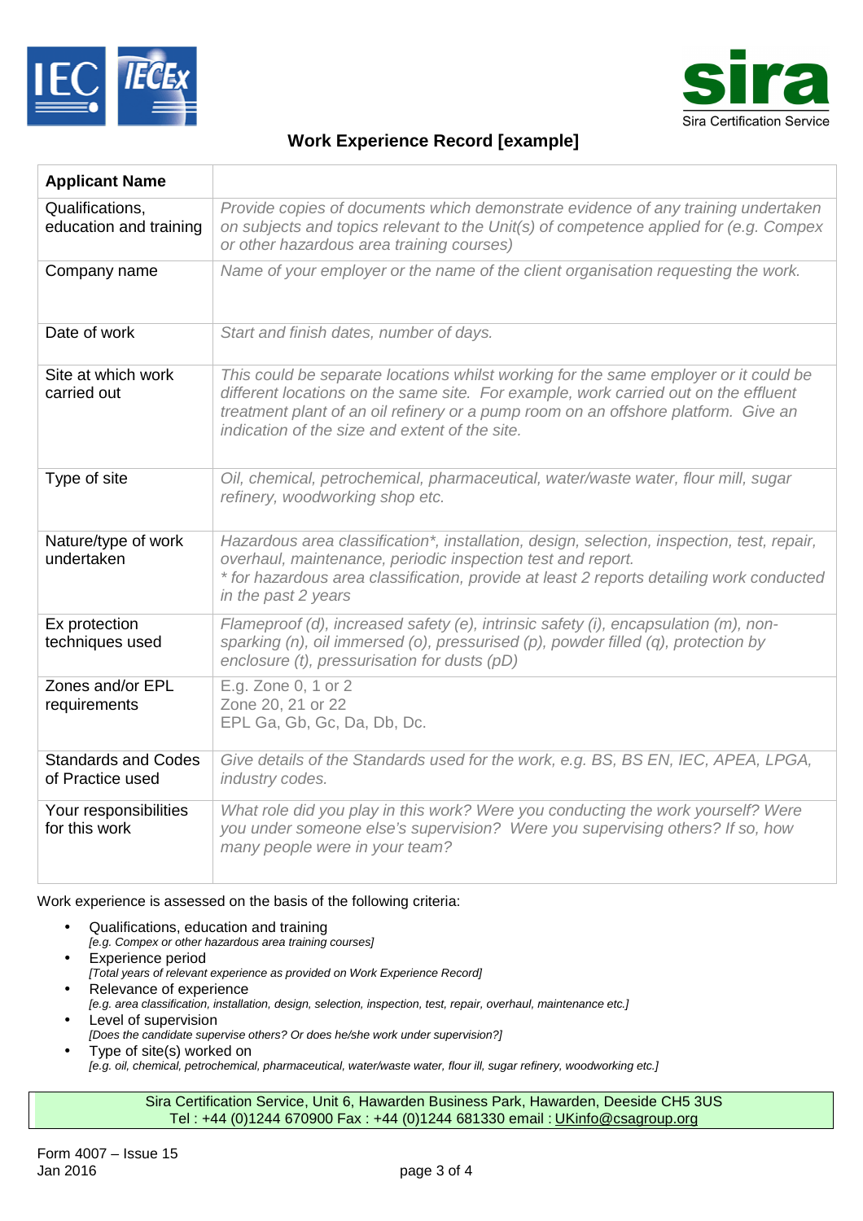## Work Experience Record [example]

| **Applicant Name** | |
|---|---|
| Qualifications, education and training | *Provide copies of documents which demonstrate evidence of any training undertaken on subjects and topics relevant to the Unit(s) of competence applied for (e.g. Compex or other hazardous area training courses)* |
| Company name | *Name of your employer or the name of the client organisation requesting the work.* |
| Date of work | *Start and finish dates, number of days.* |
| Site at which work carried out | *This could be separate locations whilst working for the same employer or it could be different locations on the same site. For example, work carried out on the effluent treatment plant of an oil refinery or a pump room on an offshore platform. Give an indication of the size and extent of the site.* |
| Type of site | *Oil, chemical, petrochemical, pharmaceutical, water/waste water, flour mill, sugar refinery, woodworking shop etc.* |
| Nature/type of work undertaken | *Hazardous area classification*, installation, design, selection, inspection, test, repair, overhaul, maintenance, periodic inspection test and report.*<br>** for hazardous area classification, provide at least 2 reports detailing work conducted in the past 2 years* |
| Ex protection techniques used | *Flameproof (d), increased safety (e), intrinsic safety (i), encapsulation (m), non-sparking (n), oil immersed (o), pressurised (p), powder filled (q), protection by enclosure (t), pressurisation for dusts (pD)* |
| Zones and/or EPL requirements | E.g. Zone 0, 1 or 2<br>Zone 20, 21 or 22<br>EPL Ga, Gb, Gc, Da, Db, Dc. |
| Standards and Codes of Practice used | *Give details of the Standards used for the work, e.g. BS, BS EN, IEC, APEA, LPGA, industry codes.* |
| Your responsibilities for this work | *What role did you play in this work? Were you conducting the work yourself? Were you under someone else's supervision? Were you supervising others? If so, how many people were in your team?* |

Work experience is assessed on the basis of the following criteria:

- Qualifications, education and training
  *[e.g. Compex or other hazardous area training courses]*
- Experience period
  *[Total years of relevant experience as provided on Work Experience Record]*
- Relevance of experience
  *[e.g. area classification, installation, design, selection, inspection, test, repair, overhaul, maintenance etc.]*
- Level of supervision
  *[Does the candidate supervise others? Or does he/she work under supervision?]*
- Type of site(s) worked on
  *[e.g. oil, chemical, petrochemical, pharmaceutical, water/waste water, flour ill, sugar refinery, woodworking etc.]*

Sira Certification Service, Unit 6, Hawarden Business Park, Hawarden, Deeside CH5 3US
Tel : +44 (0)1244 670900 Fax : +44 (0)1244 681330 email : UKinfo@csagroup.org

Form 4007 – Issue 15
Jan 2016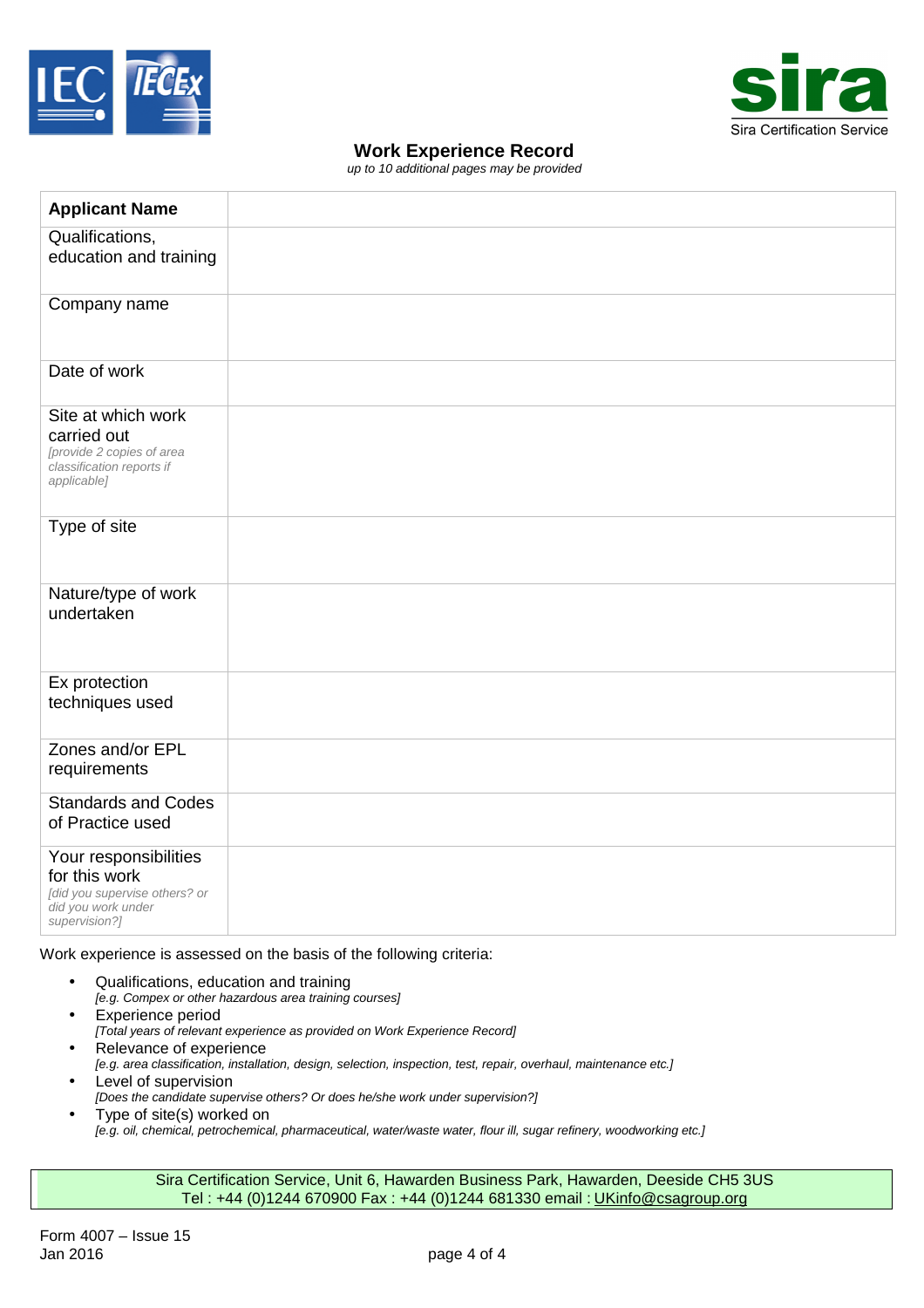## Work Experience Record

*up to 10 additional pages may be provided*

| | |
|---|---|
| **Applicant Name** | |
| Qualifications, education and training | |
| Company name | |
| Date of work | |
| Site at which work carried out *[provide 2 copies of area classification reports if applicable]* | |
| Type of site | |
| Nature/type of work undertaken | |
| Ex protection techniques used | |
| Zones and/or EPL requirements | |
| Standards and Codes of Practice used | |
| Your responsibilities for this work *[did you supervise others? or did you work under supervision?]* | |

Work experience is assessed on the basis of the following criteria:

- Qualifications, education and training
  *[e.g. Compex or other hazardous area training courses]*
- Experience period
  *[Total years of relevant experience as provided on Work Experience Record]*
- Relevance of experience
  *[e.g. area classification, installation, design, selection, inspection, test, repair, overhaul, maintenance etc.]*
- Level of supervision
  *[Does the candidate supervise others? Or does he/she work under supervision?]*
- Type of site(s) worked on
  *[e.g. oil, chemical, petrochemical, pharmaceutical, water/waste water, flour ill, sugar refinery, woodworking etc.]*

Sira Certification Service, Unit 6, Hawarden Business Park, Hawarden, Deeside CH5 3US
Tel : +44 (0)1244 670900 Fax : +44 (0)1244 681330 email : UKinfo@csagroup.org

Form 4007 – Issue 15
Jan 2016